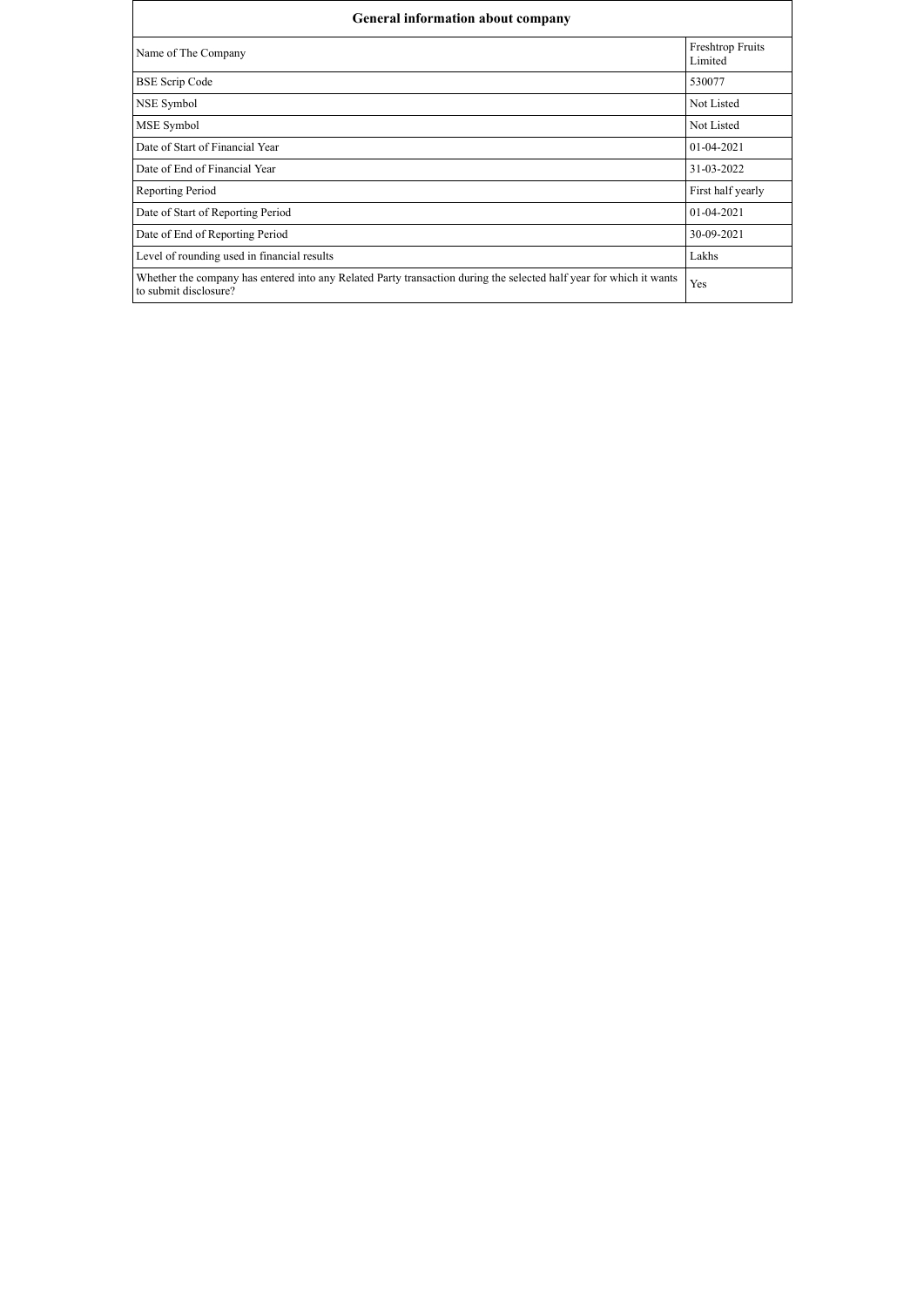| General information about company | |
|---|---|
| Name of The Company | Freshtrop Fruits Limited |
| BSE Scrip Code | 530077 |
| NSE Symbol | Not Listed |
| MSE Symbol | Not Listed |
| Date of Start of Financial Year | 01-04-2021 |
| Date of End of Financial Year | 31-03-2022 |
| Reporting Period | First half yearly |
| Date of Start of Reporting Period | 01-04-2021 |
| Date of End of Reporting Period | 30-09-2021 |
| Level of rounding used in financial results | Lakhs |
| Whether the company has entered into any Related Party transaction during the selected half year for which it wants to submit disclosure? | Yes |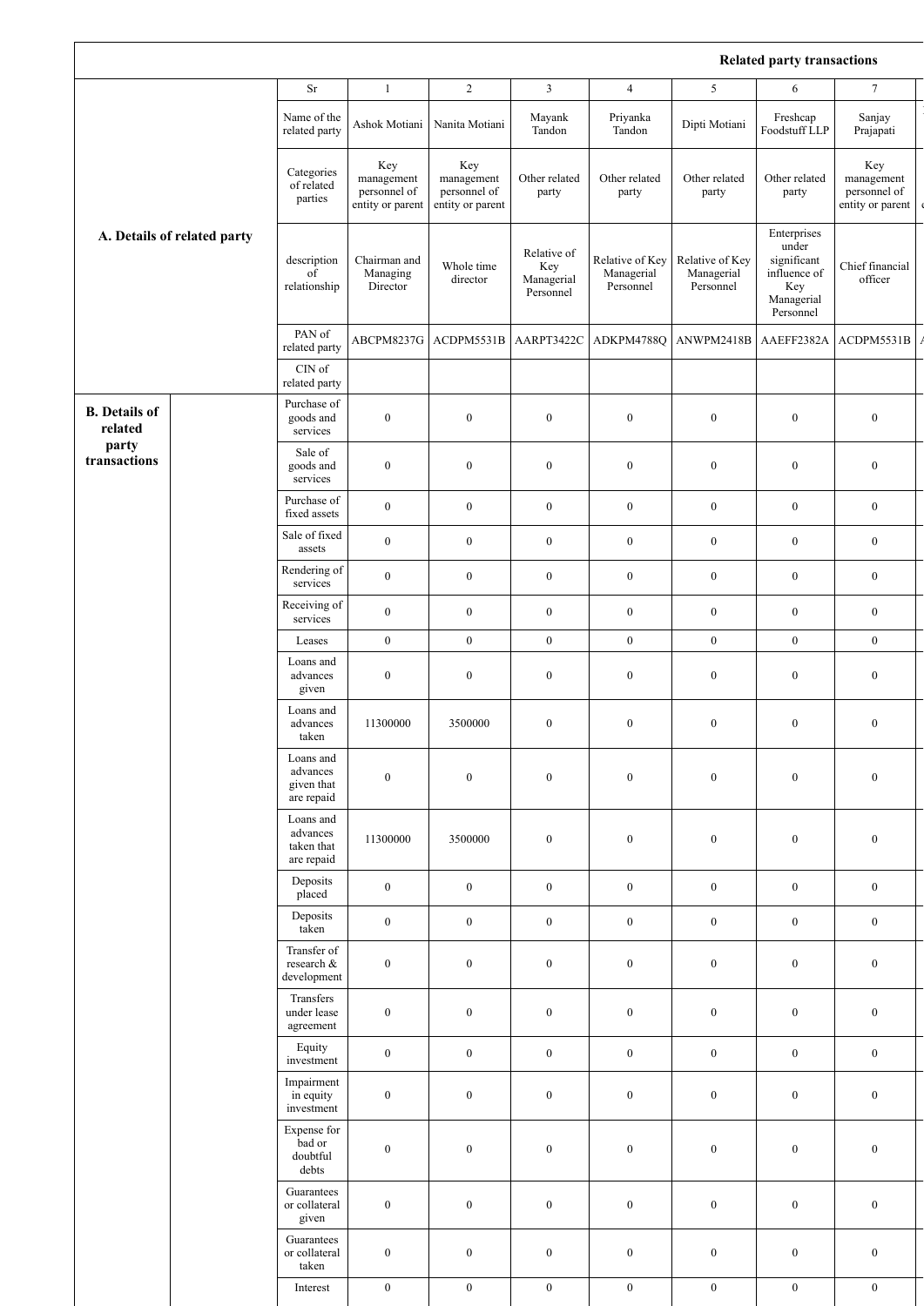## Related party transactions

| | | Sr | 1 | 2 | 3 | 4 | 5 | 6 | 7 |
|---|---|---|---|---|---|---|---|---|---|
| **A. Details of related party** | | Name of the related party | Ashok Motiani | Nanita Motiani | Mayank Tandon | Priyanka Tandon | Dipti Motiani | Freshcap Foodstuff LLP | Sanjay Prajapati |
| | | Categories of related parties | Key management personnel of entity or parent | Key management personnel of entity or parent | Other related party | Other related party | Other related party | Other related party | Key management personnel of entity or parent |
| | | description of relationship | Chairman and Managing Director | Whole time director | Relative of Key Managerial Personnel | Relative of Key Managerial Personnel | Relative of Key Managerial Personnel | Enterprises under significant influence of Key Managerial Personnel | Chief financial officer |
| | | PAN of related party | ABCPM8237G | ACDPM5531B | AARPT3422C | ADKPM4788Q | ANWPM2418B | AAEFF2382A | ACDPM5531B |
| | | CIN of related party | | | | | | | |
| **B. Details of related party transactions** | | Purchase of goods and services | 0 | 0 | 0 | 0 | 0 | 0 | 0 |
| | | Sale of goods and services | 0 | 0 | 0 | 0 | 0 | 0 | 0 |
| | | Purchase of fixed assets | 0 | 0 | 0 | 0 | 0 | 0 | 0 |
| | | Sale of fixed assets | 0 | 0 | 0 | 0 | 0 | 0 | 0 |
| | | Rendering of services | 0 | 0 | 0 | 0 | 0 | 0 | 0 |
| | | Receiving of services | 0 | 0 | 0 | 0 | 0 | 0 | 0 |
| | | Leases | 0 | 0 | 0 | 0 | 0 | 0 | 0 |
| | | Loans and advances given | 0 | 0 | 0 | 0 | 0 | 0 | 0 |
| | | Loans and advances taken | 11300000 | 3500000 | 0 | 0 | 0 | 0 | 0 |
| | | Loans and advances given that are repaid | 0 | 0 | 0 | 0 | 0 | 0 | 0 |
| | | Loans and advances taken that are repaid | 11300000 | 3500000 | 0 | 0 | 0 | 0 | 0 |
| | | Deposits placed | 0 | 0 | 0 | 0 | 0 | 0 | 0 |
| | | Deposits taken | 0 | 0 | 0 | 0 | 0 | 0 | 0 |
| | | Transfer of research & development | 0 | 0 | 0 | 0 | 0 | 0 | 0 |
| | | Transfers under lease agreement | 0 | 0 | 0 | 0 | 0 | 0 | 0 |
| | | Equity investment | 0 | 0 | 0 | 0 | 0 | 0 | 0 |
| | | Impairment in equity investment | 0 | 0 | 0 | 0 | 0 | 0 | 0 |
| | | Expense for bad or doubtful debts | 0 | 0 | 0 | 0 | 0 | 0 | 0 |
| | | Guarantees or collateral given | 0 | 0 | 0 | 0 | 0 | 0 | 0 |
| | | Guarantees or collateral taken | 0 | 0 | 0 | 0 | 0 | 0 | 0 |
| | | Interest | 0 | 0 | 0 | 0 | 0 | 0 | 0 |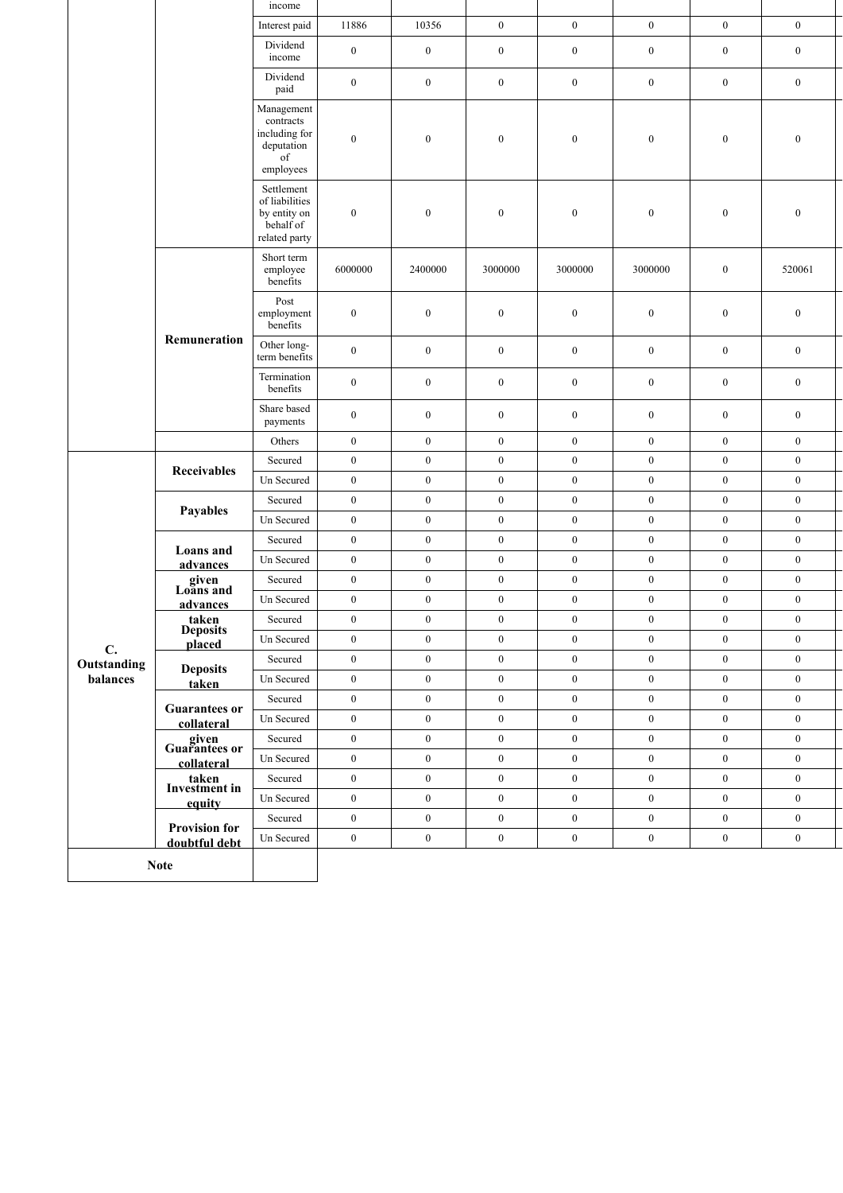| | | | | | | | | | |
|---|---|---|---|---|---|---|---|---|---|
| | | income | | | | | | | |
| | | Interest paid | 11886 | 10356 | 0 | 0 | 0 | 0 | 0 |
| | | Dividend income | 0 | 0 | 0 | 0 | 0 | 0 | 0 |
| | | Dividend paid | 0 | 0 | 0 | 0 | 0 | 0 | 0 |
| | | Management contracts including for deputation of employees | 0 | 0 | 0 | 0 | 0 | 0 | 0 |
| | | Settlement of liabilities by entity on behalf of related party | 0 | 0 | 0 | 0 | 0 | 0 | 0 |
| | **Remuneration** | Short term employee benefits | 6000000 | 2400000 | 3000000 | 3000000 | 3000000 | 0 | 520061 |
| | | Post employment benefits | 0 | 0 | 0 | 0 | 0 | 0 | 0 |
| | | Other long-term benefits | 0 | 0 | 0 | 0 | 0 | 0 | 0 |
| | | Termination benefits | 0 | 0 | 0 | 0 | 0 | 0 | 0 |
| | | Share based payments | 0 | 0 | 0 | 0 | 0 | 0 | 0 |
| | | Others | 0 | 0 | 0 | 0 | 0 | 0 | 0 |
| **C. Outstanding balances** | **Receivables** | Secured | 0 | 0 | 0 | 0 | 0 | 0 | 0 |
| | | Un Secured | 0 | 0 | 0 | 0 | 0 | 0 | 0 |
| | **Payables** | Secured | 0 | 0 | 0 | 0 | 0 | 0 | 0 |
| | | Un Secured | 0 | 0 | 0 | 0 | 0 | 0 | 0 |
| | **Loans and advances given** | Secured | 0 | 0 | 0 | 0 | 0 | 0 | 0 |
| | | Un Secured | 0 | 0 | 0 | 0 | 0 | 0 | 0 |
| | **Loans and advances taken** | Secured | 0 | 0 | 0 | 0 | 0 | 0 | 0 |
| | | Un Secured | 0 | 0 | 0 | 0 | 0 | 0 | 0 |
| | **Deposits placed** | Secured | 0 | 0 | 0 | 0 | 0 | 0 | 0 |
| | | Un Secured | 0 | 0 | 0 | 0 | 0 | 0 | 0 |
| | **Deposits taken** | Secured | 0 | 0 | 0 | 0 | 0 | 0 | 0 |
| | | Un Secured | 0 | 0 | 0 | 0 | 0 | 0 | 0 |
| | **Guarantees or collateral given** | Secured | 0 | 0 | 0 | 0 | 0 | 0 | 0 |
| | | Un Secured | 0 | 0 | 0 | 0 | 0 | 0 | 0 |
| | **Guarantees or collateral taken** | Secured | 0 | 0 | 0 | 0 | 0 | 0 | 0 |
| | | Un Secured | 0 | 0 | 0 | 0 | 0 | 0 | 0 |
| | **Investment in equity** | Secured | 0 | 0 | 0 | 0 | 0 | 0 | 0 |
| | | Un Secured | 0 | 0 | 0 | 0 | 0 | 0 | 0 |
| | **Provision for doubtful debt** | Secured | 0 | 0 | 0 | 0 | 0 | 0 | 0 |
| | | Un Secured | 0 | 0 | 0 | 0 | 0 | 0 | 0 |
| **Note** | | | | | | | | | |